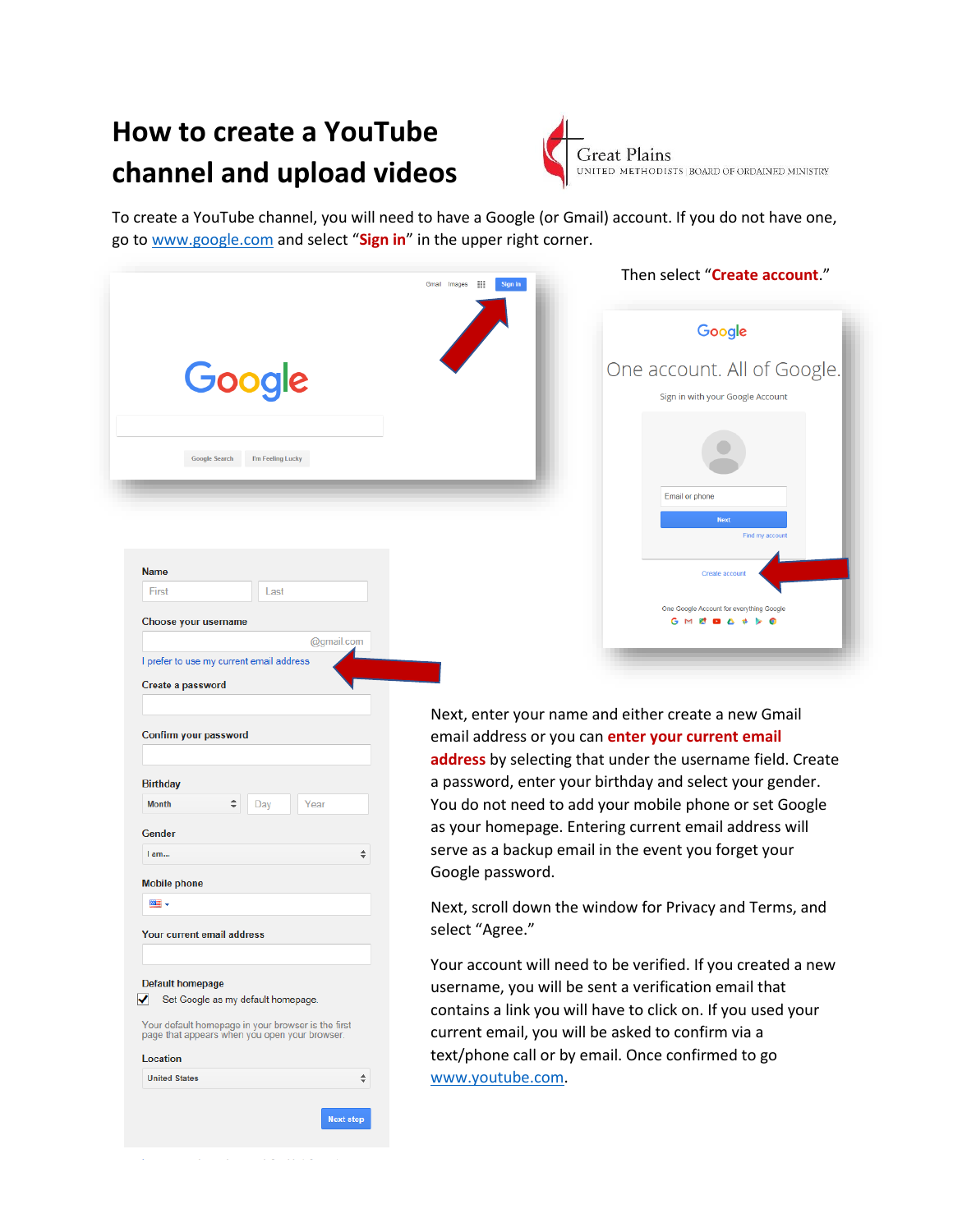# How to create a YouTube channel and upload videos

Great Plains
UNITED METHODISTS | BOARD OF ORDAINED MINISTRY

To create a YouTube channel, you will need to have a Google (or Gmail) account. If you do not have one, go to www.google.com and select "**Sign in**" in the upper right corner.

Then select "**Create account**."

Next, enter your name and either create a new Gmail email address or you can **enter your current email address** by selecting that under the username field. Create a password, enter your birthday and select your gender. You do not need to add your mobile phone or set Google as your homepage. Entering current email address will serve as a backup email in the event you forget your Google password.

Next, scroll down the window for Privacy and Terms, and select "Agree."

Your account will need to be verified. If you created a new username, you will be sent a verification email that contains a link you will have to click on. If you used your current email, you will be asked to confirm via a text/phone call or by email. Once confirmed to go www.youtube.com.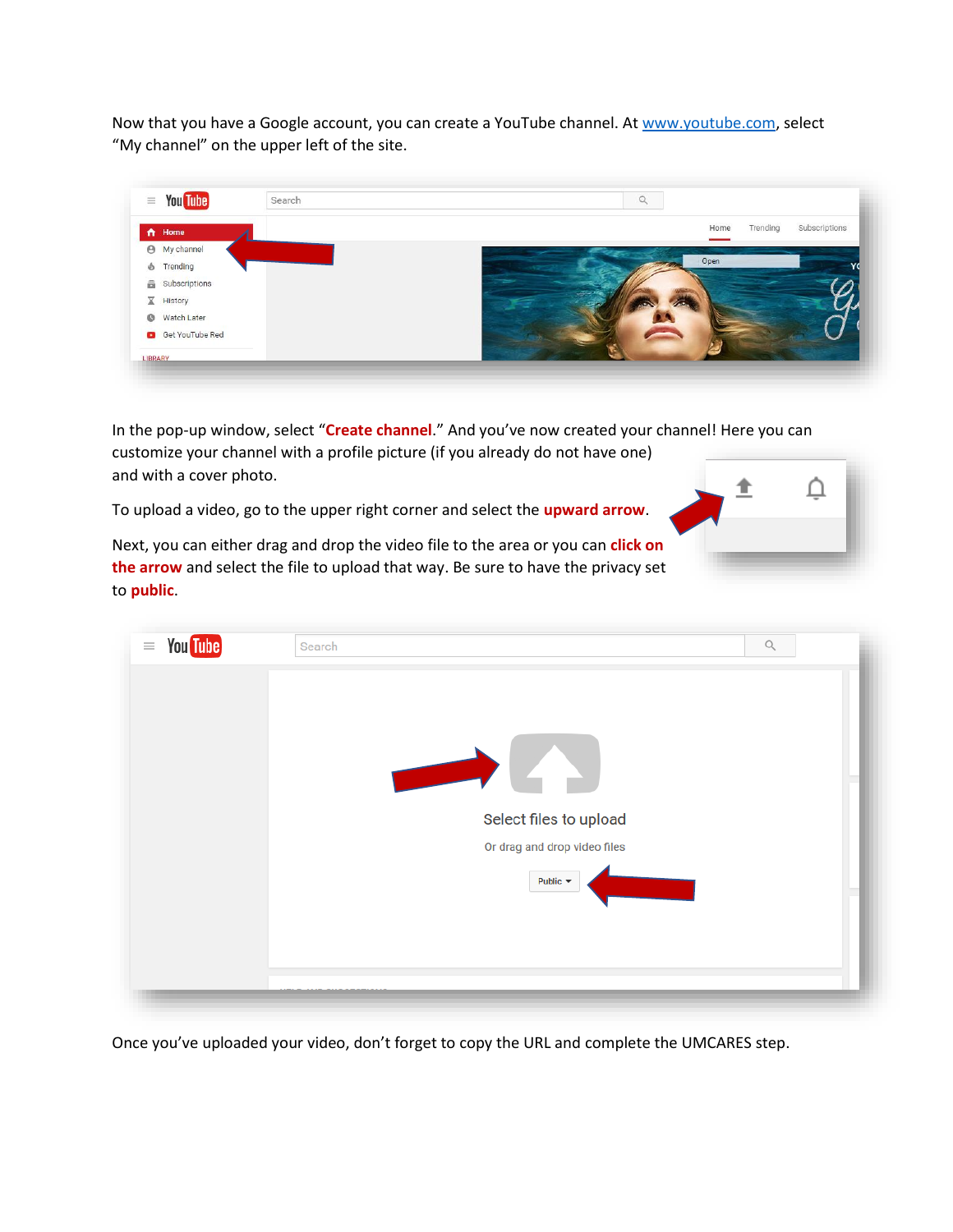Now that you have a Google account, you can create a YouTube channel. At [www.youtube.com](http://www.youtube.com), select "My channel" on the upper left of the site.

In the pop-up window, select "**Create channel**." And you've now created your channel! Here you can customize your channel with a profile picture (if you already do not have one) and with a cover photo.

To upload a video, go to the upper right corner and select the **upward arrow**.

Next, you can either drag and drop the video file to the area or you can **click on the arrow** and select the file to upload that way. Be sure to have the privacy set to **public**.

Once you've uploaded your video, don't forget to copy the URL and complete the UMCARES step.